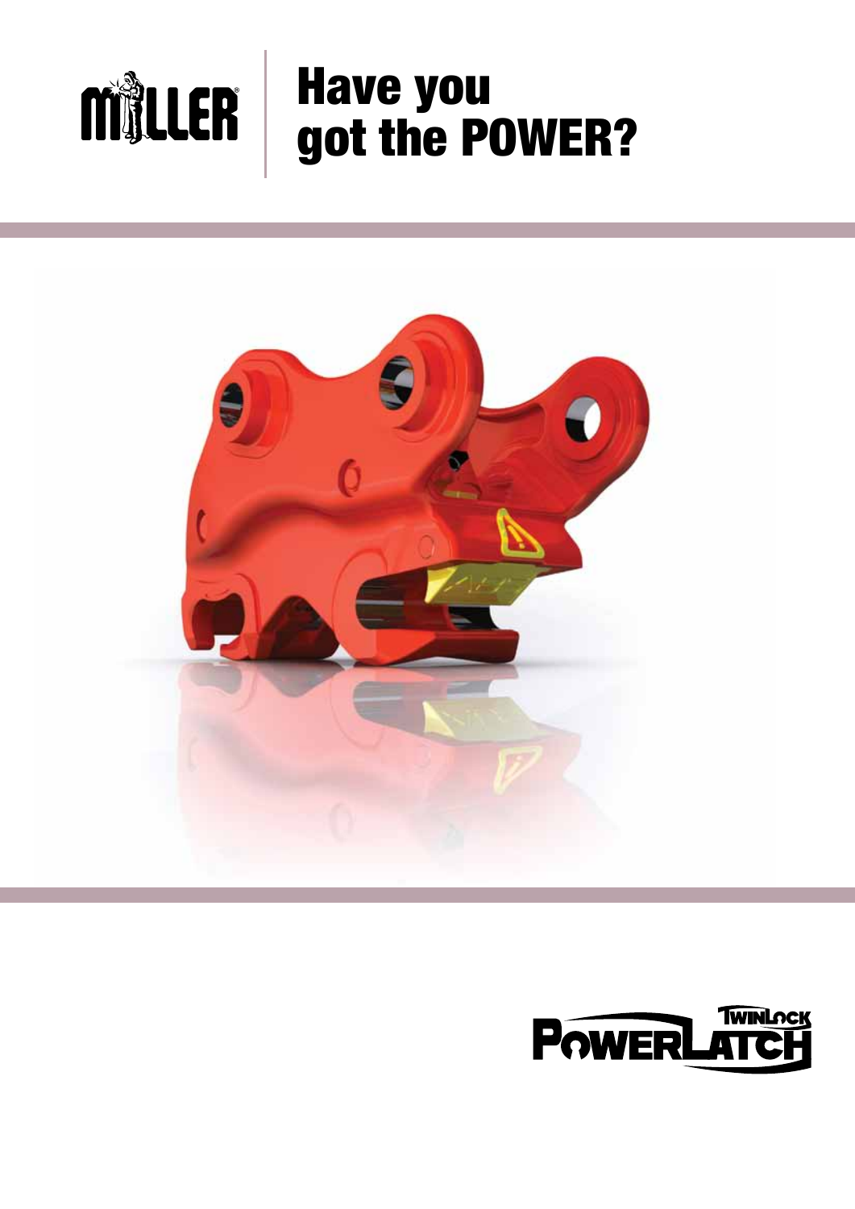MILLER

# Have you got the POWER?

TWINLOCK POWERLATCH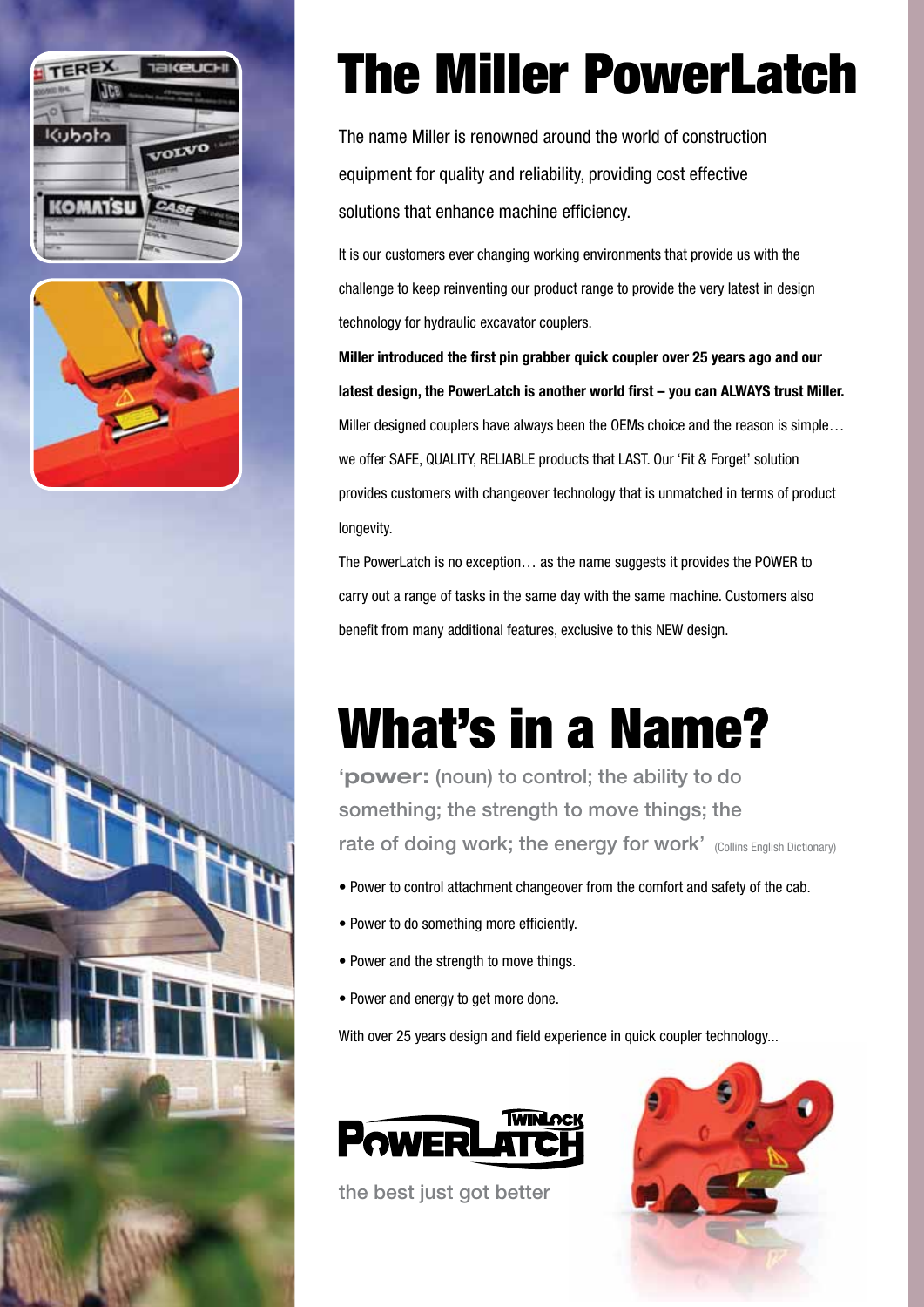# The Miller PowerLatch

The name Miller is renowned around the world of construction equipment for quality and reliability, providing cost effective solutions that enhance machine efficiency.

It is our customers ever changing working environments that provide us with the challenge to keep reinventing our product range to provide the very latest in design technology for hydraulic excavator couplers.

**Miller introduced the first pin grabber quick coupler over 25 years ago and our latest design, the PowerLatch is another world first – you can ALWAYS trust Miller.**

Miller designed couplers have always been the OEMs choice and the reason is simple… we offer SAFE, QUALITY, RELIABLE products that LAST. Our 'Fit & Forget' solution provides customers with changeover technology that is unmatched in terms of product longevity.

The PowerLatch is no exception… as the name suggests it provides the POWER to carry out a range of tasks in the same day with the same machine. Customers also benefit from many additional features, exclusive to this NEW design.

# What's in a Name?

'**power:** (noun) to control; the ability to do something; the strength to move things; the rate of doing work; the energy for work' (Collins English Dictionary)

- Power to control attachment changeover from the comfort and safety of the cab.
- Power to do something more efficiently.
- Power and the strength to move things.
- Power and energy to get more done.

With over 25 years design and field experience in quick coupler technology...

TWINLOCK POWERLATCH

the best just got better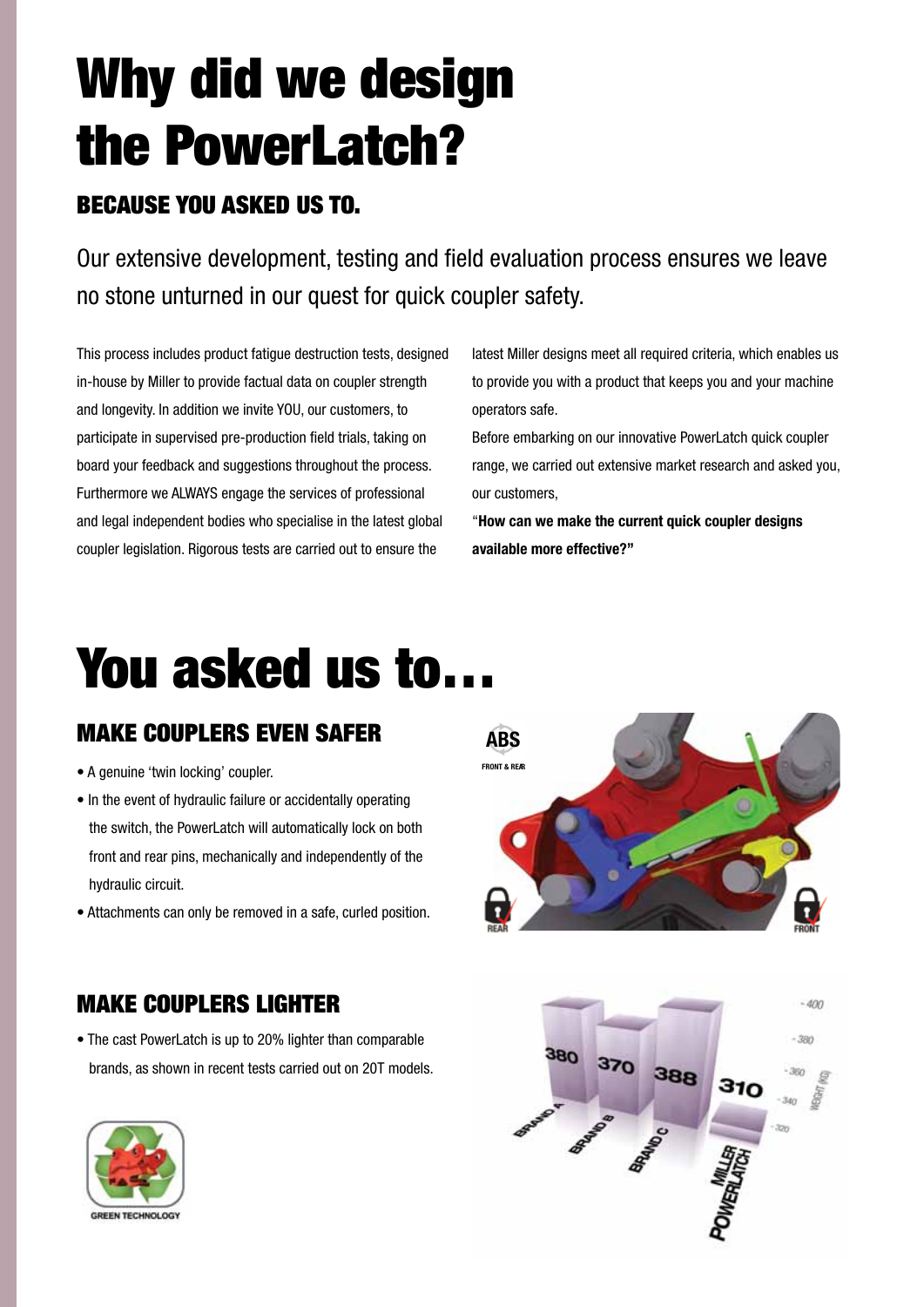# Why did we design the PowerLatch?

## BECAUSE YOU ASKED US TO.

Our extensive development, testing and field evaluation process ensures we leave no stone unturned in our quest for quick coupler safety.

This process includes product fatigue destruction tests, designed in-house by Miller to provide factual data on coupler strength and longevity. In addition we invite YOU, our customers, to participate in supervised pre-production field trials, taking on board your feedback and suggestions throughout the process. Furthermore we ALWAYS engage the services of professional and legal independent bodies who specialise in the latest global coupler legislation. Rigorous tests are carried out to ensure the latest Miller designs meet all required criteria, which enables us to provide you with a product that keeps you and your machine operators safe.

Before embarking on our innovative PowerLatch quick coupler range, we carried out extensive market research and asked you, our customers,

"**How can we make the current quick coupler designs available more effective?"**

# You asked us to...

## MAKE COUPLERS EVEN SAFER

- A genuine 'twin locking' coupler.
- In the event of hydraulic failure or accidentally operating the switch, the PowerLatch will automatically lock on both front and rear pins, mechanically and independently of the hydraulic circuit.
- Attachments can only be removed in a safe, curled position.

ABS FRONT & REAR

REAR FRONT

## MAKE COUPLERS LIGHTER

- The cast PowerLatch is up to 20% lighter than comparable brands, as shown in recent tests carried out on 20T models.

GREEN TECHNOLOGY

| | BRAND A | BRAND B | BRAND C | MILLER POWERLATCH |
|---|---|---|---|---|
| WEIGHT (KG) | 380 | 370 | 388 | 310 |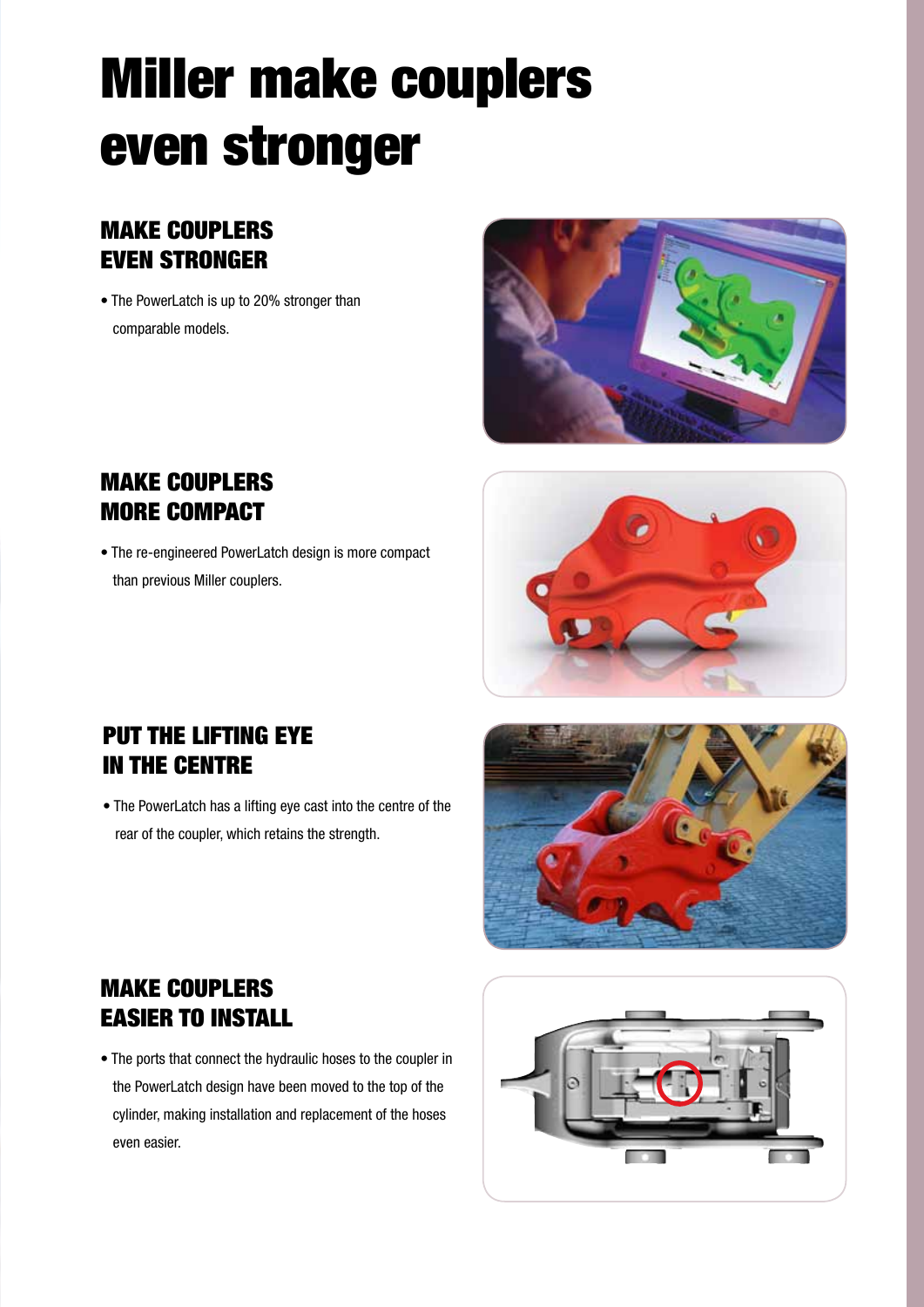# Miller make couplers even stronger

## MAKE COUPLERS EVEN STRONGER

- The PowerLatch is up to 20% stronger than comparable models.

## MAKE COUPLERS MORE COMPACT

- The re-engineered PowerLatch design is more compact than previous Miller couplers.

## PUT THE LIFTING EYE IN THE CENTRE

- The PowerLatch has a lifting eye cast into the centre of the rear of the coupler, which retains the strength.

## MAKE COUPLERS EASIER TO INSTALL

- The ports that connect the hydraulic hoses to the coupler in the PowerLatch design have been moved to the top of the cylinder, making installation and replacement of the hoses even easier.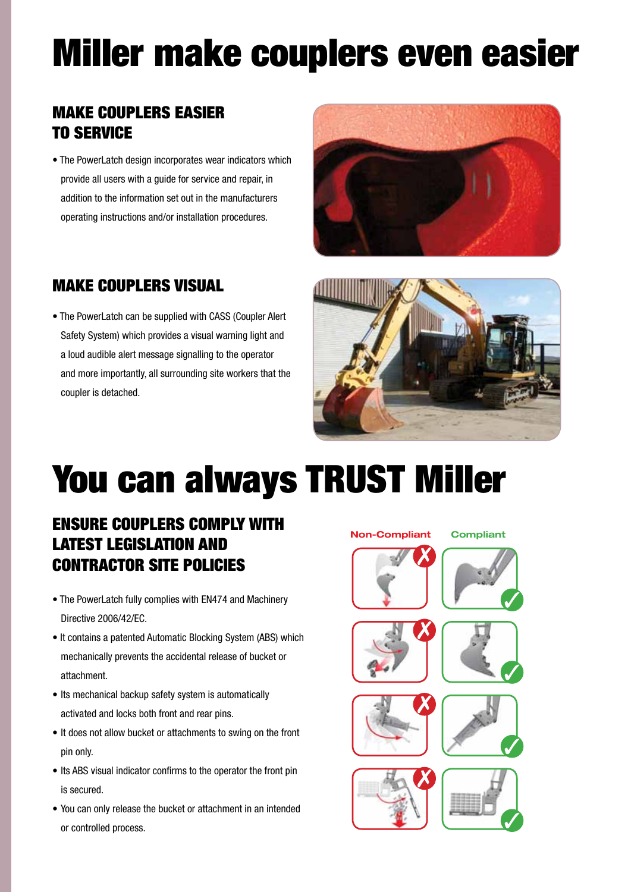# Miller make couplers even easier

## MAKE COUPLERS EASIER TO SERVICE

- The PowerLatch design incorporates wear indicators which provide all users with a guide for service and repair, in addition to the information set out in the manufacturers operating instructions and/or installation procedures.

## MAKE COUPLERS VISUAL

- The PowerLatch can be supplied with CASS (Coupler Alert Safety System) which provides a visual warning light and a loud audible alert message signalling to the operator and more importantly, all surrounding site workers that the coupler is detached.

# You can always TRUST Miller

## ENSURE COUPLERS COMPLY WITH LATEST LEGISLATION AND CONTRACTOR SITE POLICIES

- The PowerLatch fully complies with EN474 and Machinery Directive 2006/42/EC.
- It contains a patented Automatic Blocking System (ABS) which mechanically prevents the accidental release of bucket or attachment.
- Its mechanical backup safety system is automatically activated and locks both front and rear pins.
- It does not allow bucket or attachments to swing on the front pin only.
- Its ABS visual indicator confirms to the operator the front pin is secured.
- You can only release the bucket or attachment in an intended or controlled process.

Non-Compliant Compliant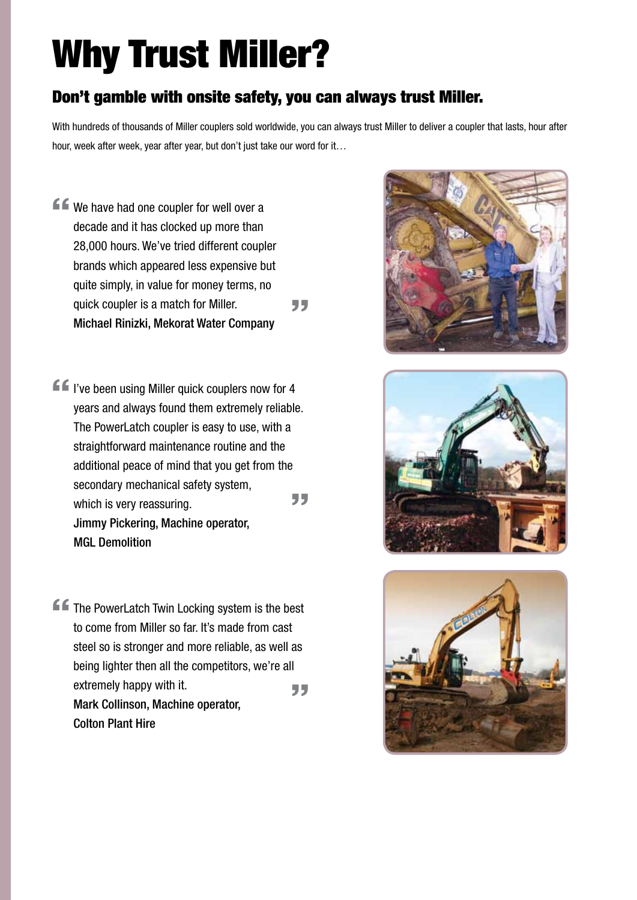# Why Trust Miller?

## Don't gamble with onsite safety, you can always trust Miller.

With hundreds of thousands of Miller couplers sold worldwide, you can always trust Miller to deliver a coupler that lasts, hour after hour, week after week, year after year, but don't just take our word for it…

> "We have had one coupler for well over a decade and it has clocked up more than 28,000 hours. We've tried different coupler brands which appeared less expensive but quite simply, in value for money terms, no quick coupler is a match for Miller."
>
> Michael Rinizki, Mekorat Water Company

> "I've been using Miller quick couplers now for 4 years and always found them extremely reliable. The PowerLatch coupler is easy to use, with a straightforward maintenance routine and the additional peace of mind that you get from the secondary mechanical safety system, which is very reassuring."
>
> Jimmy Pickering, Machine operator, MGL Demolition

> "The PowerLatch Twin Locking system is the best to come from Miller so far. It's made from cast steel so is stronger and more reliable, as well as being lighter then all the competitors, we're all extremely happy with it."
>
> Mark Collinson, Machine operator, Colton Plant Hire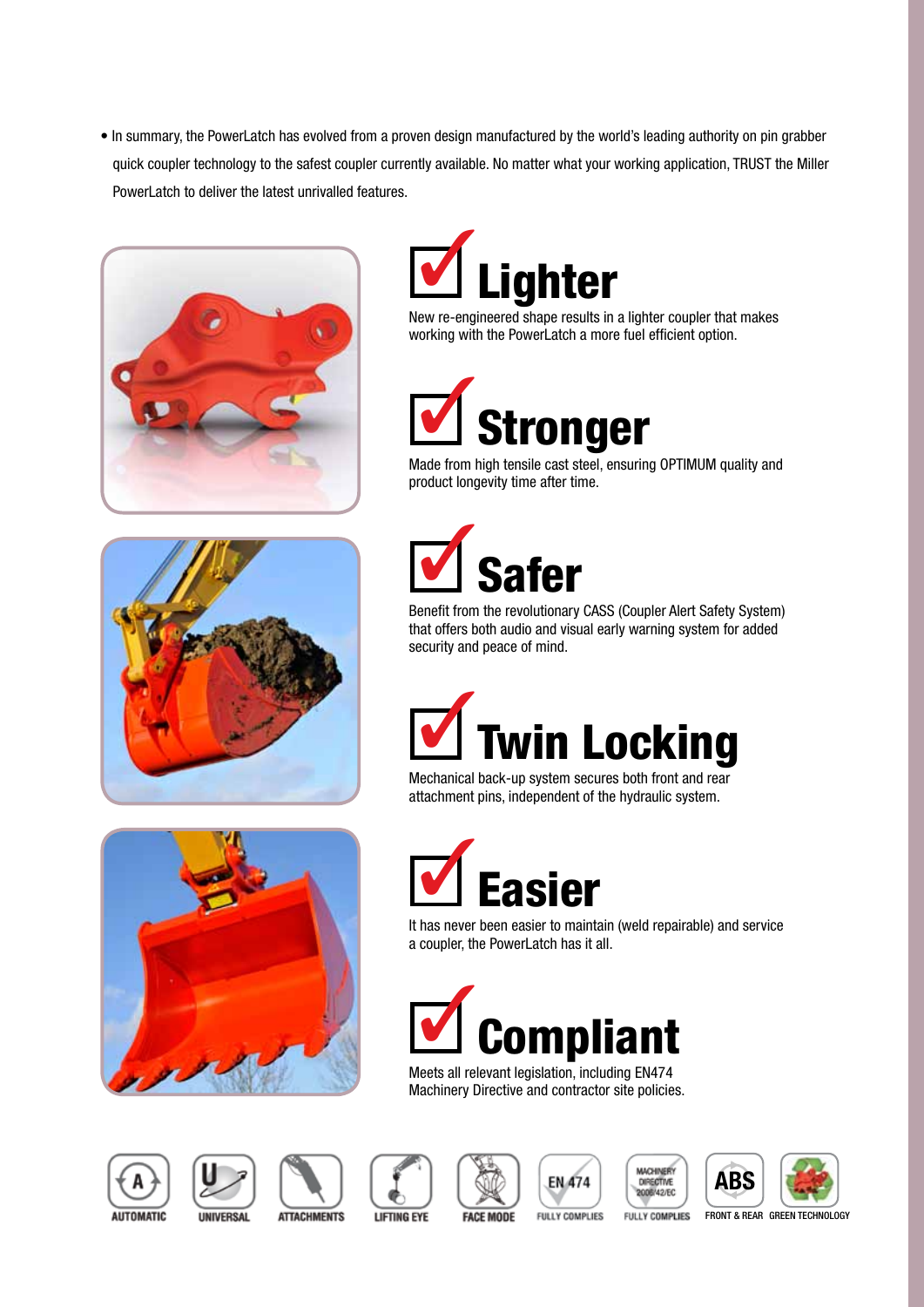- In summary, the PowerLatch has evolved from a proven design manufactured by the world's leading authority on pin grabber quick coupler technology to the safest coupler currently available. No matter what your working application, TRUST the Miller PowerLatch to deliver the latest unrivalled features.

## Lighter

New re-engineered shape results in a lighter coupler that makes working with the PowerLatch a more fuel efficient option.

## Stronger

Made from high tensile cast steel, ensuring OPTIMUM quality and product longevity time after time.

## Safer

Benefit from the revolutionary CASS (Coupler Alert Safety System) that offers both audio and visual early warning system for added security and peace of mind.

## Twin Locking

Mechanical back-up system secures both front and rear attachment pins, independent of the hydraulic system.

## Easier

It has never been easier to maintain (weld repairable) and service a coupler, the PowerLatch has it all.

## Compliant

Meets all relevant legislation, including EN474 Machinery Directive and contractor site policies.

AUTOMATIC | UNIVERSAL | ATTACHMENTS | LIFTING EYE | FACE MODE | EN 474 FULLY COMPLIES | MACHINERY DIRECTIVE 2006/42/EC FULLY COMPLIES | ABS FRONT & REAR | GREEN TECHNOLOGY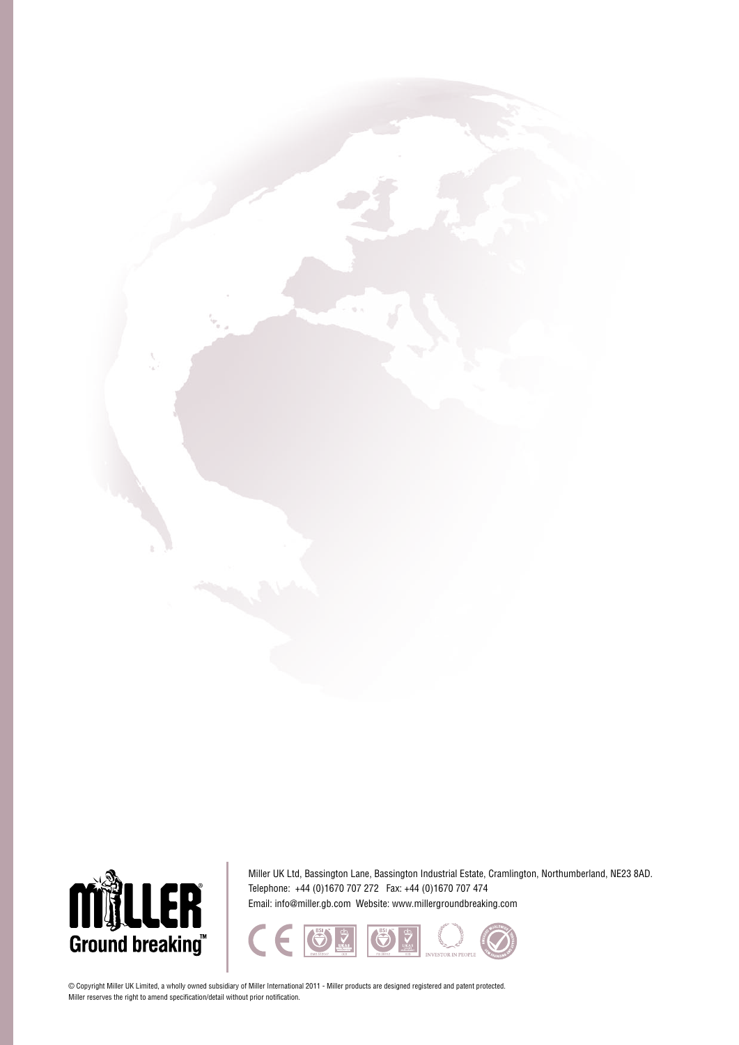Miller UK Ltd, Bassington Lane, Bassington Industrial Estate, Cramlington, Northumberland, NE23 8AD.
Telephone: +44 (0)1670 707 272 Fax: +44 (0)1670 707 474
Email: info@miller.gb.com Website: www.millergroundbreaking.com

© Copyright Miller UK Limited, a wholly owned subsidiary of Miller International 2011 - Miller products are designed registered and patent protected.
Miller reserves the right to amend specification/detail without prior notification.